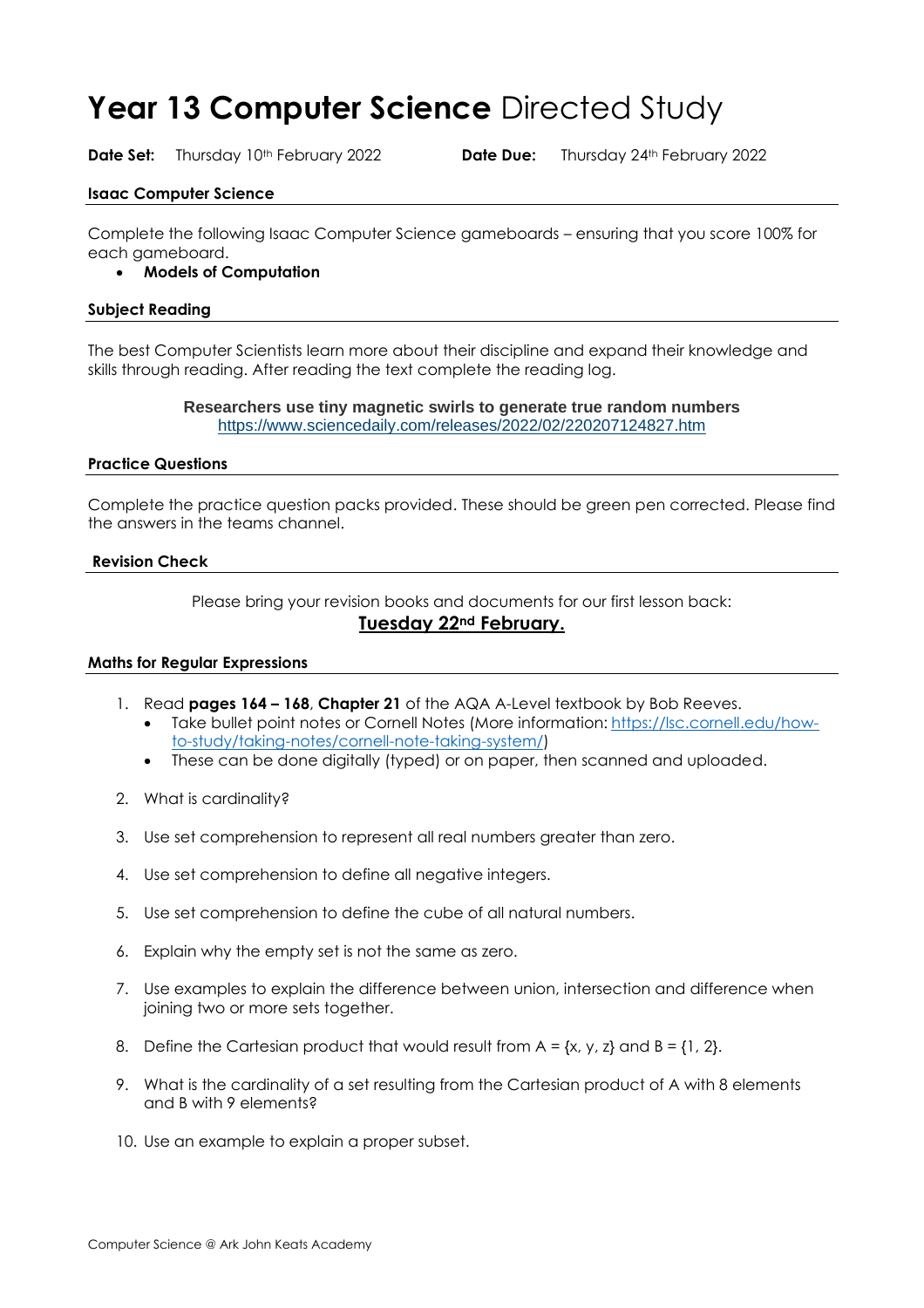# **Year 13 Computer Science** Directed Study

**Date Set:** Thursday 10th February 2022 **Date Due:** Thursday 24th February 2022

### Isaac Computer Science

Complete the following Isaac Computer Science gameboards – ensuring that you score 100% for each gameboard.

- **Models of Computation**

### Subject Reading

The best Computer Scientists learn more about their discipline and expand their knowledge and skills through reading. After reading the text complete the reading log.

**Researchers use tiny magnetic swirls to generate true random numbers**
https://www.sciencedaily.com/releases/2022/02/220207124827.htm

### Practice Questions

Complete the practice question packs provided. These should be green pen corrected. Please find the answers in the teams channel.

### Revision Check

Please bring your revision books and documents for our first lesson back:
**Tuesday 22nd February.**

### Maths for Regular Expressions

1. Read **pages 164 – 168**, **Chapter 21** of the AQA A-Level textbook by Bob Reeves.
   - Take bullet point notes or Cornell Notes (More information: https://lsc.cornell.edu/how-to-study/taking-notes/cornell-note-taking-system/)
   - These can be done digitally (typed) or on paper, then scanned and uploaded.
2. What is cardinality?
3. Use set comprehension to represent all real numbers greater than zero.
4. Use set comprehension to define all negative integers.
5. Use set comprehension to define the cube of all natural numbers.
6. Explain why the empty set is not the same as zero.
7. Use examples to explain the difference between union, intersection and difference when joining two or more sets together.
8. Define the Cartesian product that would result from A = {x, y, z} and B = {1, 2}.
9. What is the cardinality of a set resulting from the Cartesian product of A with 8 elements and B with 9 elements?
10. Use an example to explain a proper subset.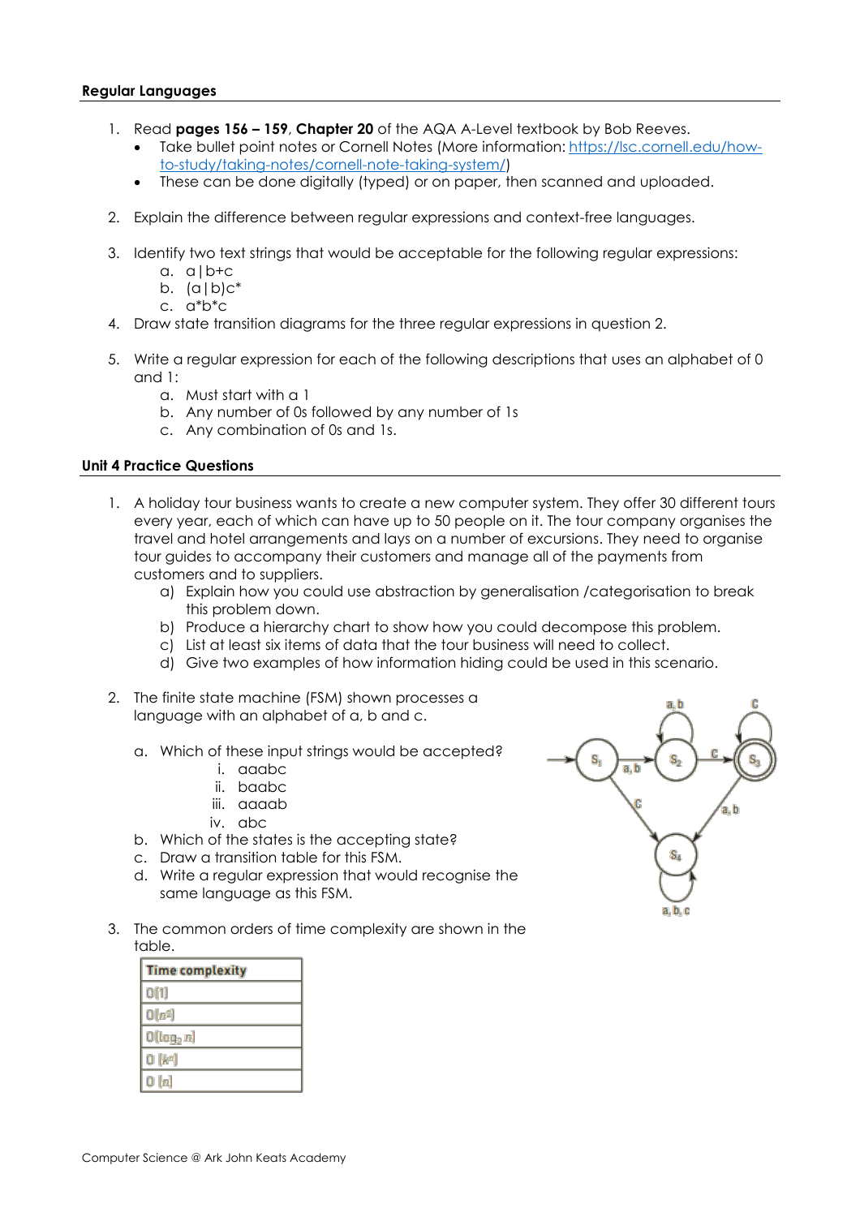**Regular Languages**

1. Read **pages 156 – 159**, **Chapter 20** of the AQA A-Level textbook by Bob Reeves.
   - Take bullet point notes or Cornell Notes (More information: https://lsc.cornell.edu/how-to-study/taking-notes/cornell-note-taking-system/)
   - These can be done digitally (typed) or on paper, then scanned and uploaded.

2. Explain the difference between regular expressions and context-free languages.

3. Identify two text strings that would be acceptable for the following regular expressions:
   a. a|b+c
   b. (a|b)c*
   c. a*b*c
4. Draw state transition diagrams for the three regular expressions in question 2.

5. Write a regular expression for each of the following descriptions that uses an alphabet of 0 and 1:
   a. Must start with a 1
   b. Any number of 0s followed by any number of 1s
   c. Any combination of 0s and 1s.

**Unit 4 Practice Questions**

1. A holiday tour business wants to create a new computer system. They offer 30 different tours every year, each of which can have up to 50 people on it. The tour company organises the travel and hotel arrangements and lays on a number of excursions. They need to organise tour guides to accompany their customers and manage all of the payments from customers and to suppliers.
   a) Explain how you could use abstraction by generalisation /categorisation to break this problem down.
   b) Produce a hierarchy chart to show how you could decompose this problem.
   c) List at least six items of data that the tour business will need to collect.
   d) Give two examples of how information hiding could be used in this scenario.

2. The finite state machine (FSM) shown processes a language with an alphabet of a, b and c.

   a. Which of these input strings would be accepted?
      i. aaabc
      ii. baabc
      iii. aaaab
      iv. abc
   b. Which of the states is the accepting state?
   c. Draw a transition table for this FSM.
   d. Write a regular expression that would recognise the same language as this FSM.

3. The common orders of time complexity are shown in the table.

| Time complexity |
| --- |
| $O(1)$ |
| $O(n^2)$ |
| $O(\log_2 n)$ |
| $O(k^n)$ |
| $O(n)$ |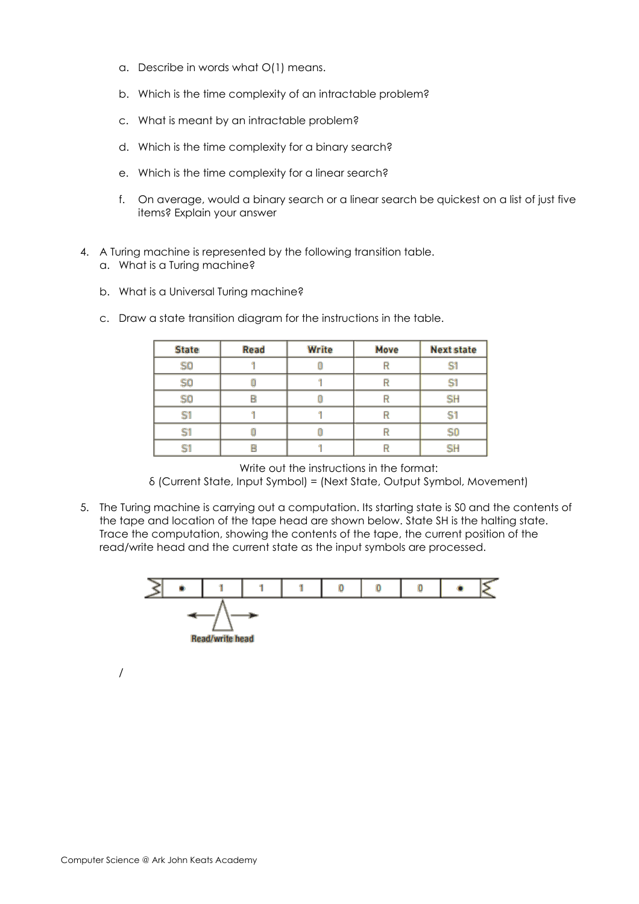a. Describe in words what O(1) means.

b. Which is the time complexity of an intractable problem?

c. What is meant by an intractable problem?

d. Which is the time complexity for a binary search?

e. Which is the time complexity for a linear search?

f. On average, would a binary search or a linear search be quickest on a list of just five items? Explain your answer

4. A Turing machine is represented by the following transition table.
   a. What is a Turing machine?

   b. What is a Universal Turing machine?

   c. Draw a state transition diagram for the instructions in the table.

| State | Read | Write | Move | Next state |
|---|---|---|---|---|
| S0 | 1 | 0 | R | S1 |
| S0 | 0 | 1 | R | S1 |
| S0 | B | 0 | R | SH |
| S1 | 1 | 1 | R | S1 |
| S1 | 0 | 0 | R | S0 |
| S1 | B | 1 | R | SH |

Write out the instructions in the format:
δ (Current State, Input Symbol) = (Next State, Output Symbol, Movement)

5. The Turing machine is carrying out a computation. Its starting state is S0 and the contents of the tape and location of the tape head are shown below. State SH is the halting state. Trace the computation, showing the contents of the tape, the current position of the read/write head and the current state as the input symbols are processed.

| • | 1 | 1 | 1 | 0 | 0 | 0 | • |
|---|---|---|---|---|---|---|---|

Read/write head

/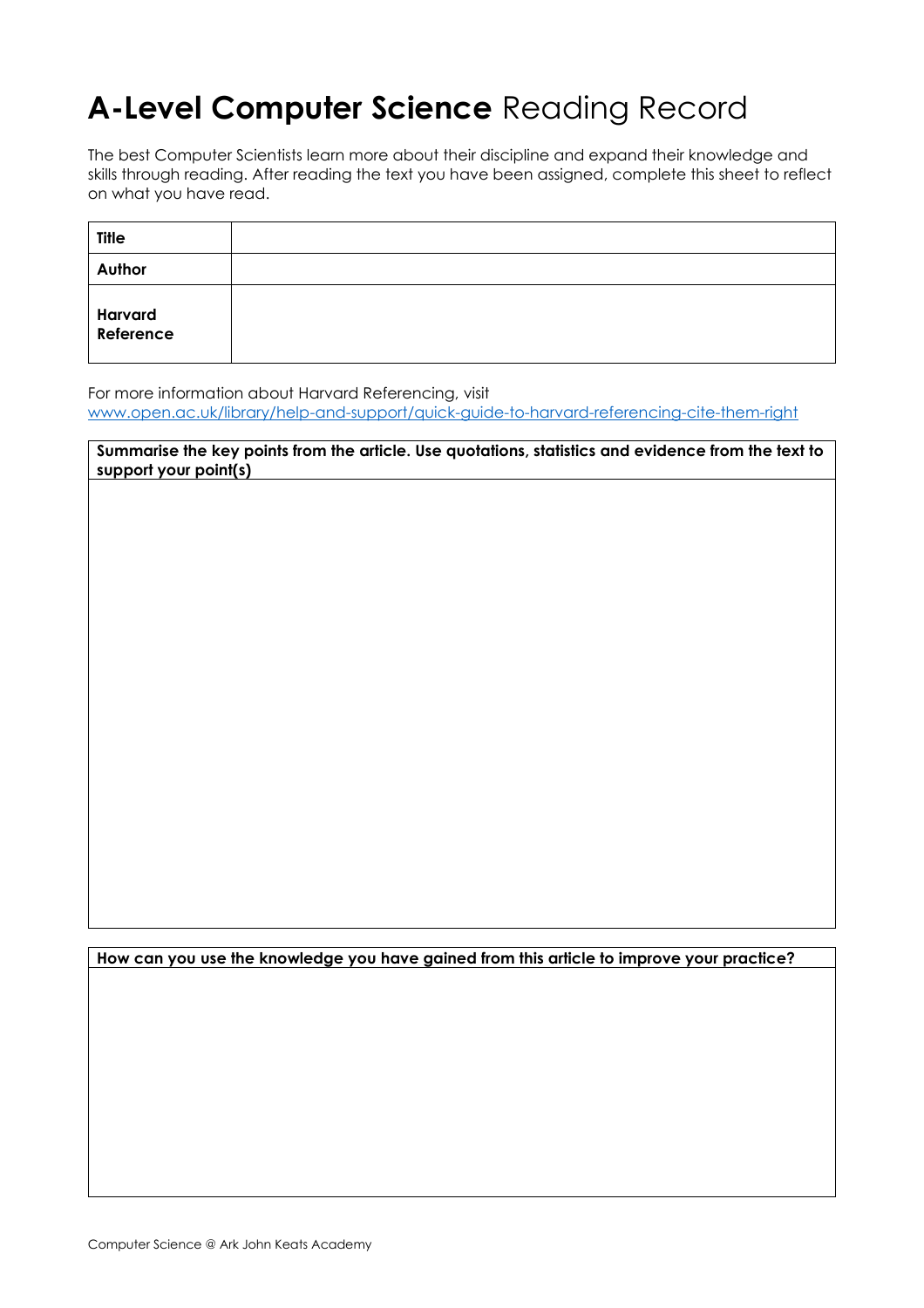# **A-Level Computer Science** Reading Record

The best Computer Scientists learn more about their discipline and expand their knowledge and skills through reading. After reading the text you have been assigned, complete this sheet to reflect on what you have read.

| | |
|---|---|
| **Title** | |
| **Author** | |
| **Harvard Reference** | |

For more information about Harvard Referencing, visit
[www.open.ac.uk/library/help-and-support/quick-guide-to-harvard-referencing-cite-them-right](www.open.ac.uk/library/help-and-support/quick-guide-to-harvard-referencing-cite-them-right)

| **Summarise the key points from the article. Use quotations, statistics and evidence from the text to support your point(s)** |
|---|
| |

| **How can you use the knowledge you have gained from this article to improve your practice?** |
|---|
| |

Computer Science @ Ark John Keats Academy